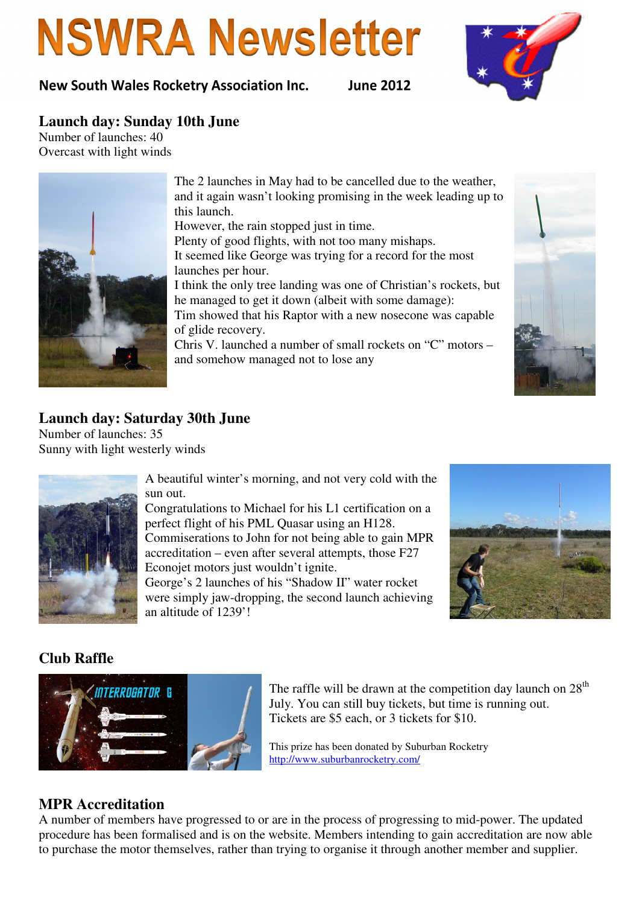# NSWRA Newsletter

**New South Wales Rocketry Association Inc. June 2012**

## Launch day: Sunday 10th June

Number of launches: 40
Overcast with light winds

The 2 launches in May had to be cancelled due to the weather, and it again wasn't looking promising in the week leading up to this launch.
However, the rain stopped just in time.
Plenty of good flights, with not too many mishaps.
It seemed like George was trying for a record for the most launches per hour.
I think the only tree landing was one of Christian's rockets, but he managed to get it down (albeit with some damage):
Tim showed that his Raptor with a new nosecone was capable of glide recovery.
Chris V. launched a number of small rockets on "C" motors – and somehow managed not to lose any

## Launch day: Saturday 30th June

Number of launches: 35
Sunny with light westerly winds

A beautiful winter's morning, and not very cold with the sun out.
Congratulations to Michael for his L1 certification on a perfect flight of his PML Quasar using an H128.
Commiserations to John for not being able to gain MPR accreditation – even after several attempts, those F27 Econojet motors just wouldn't ignite.
George's 2 launches of his "Shadow II" water rocket were simply jaw-dropping, the second launch achieving an altitude of 1239'!

## Club Raffle

The raffle will be drawn at the competition day launch on 28th July. You can still buy tickets, but time is running out.
Tickets are $5 each, or 3 tickets for $10.

This prize has been donated by Suburban Rocketry
http://www.suburbanrocketry.com/

## MPR Accreditation

A number of members have progressed to or are in the process of progressing to mid-power. The updated procedure has been formalised and is on the website. Members intending to gain accreditation are now able to purchase the motor themselves, rather than trying to organise it through another member and supplier.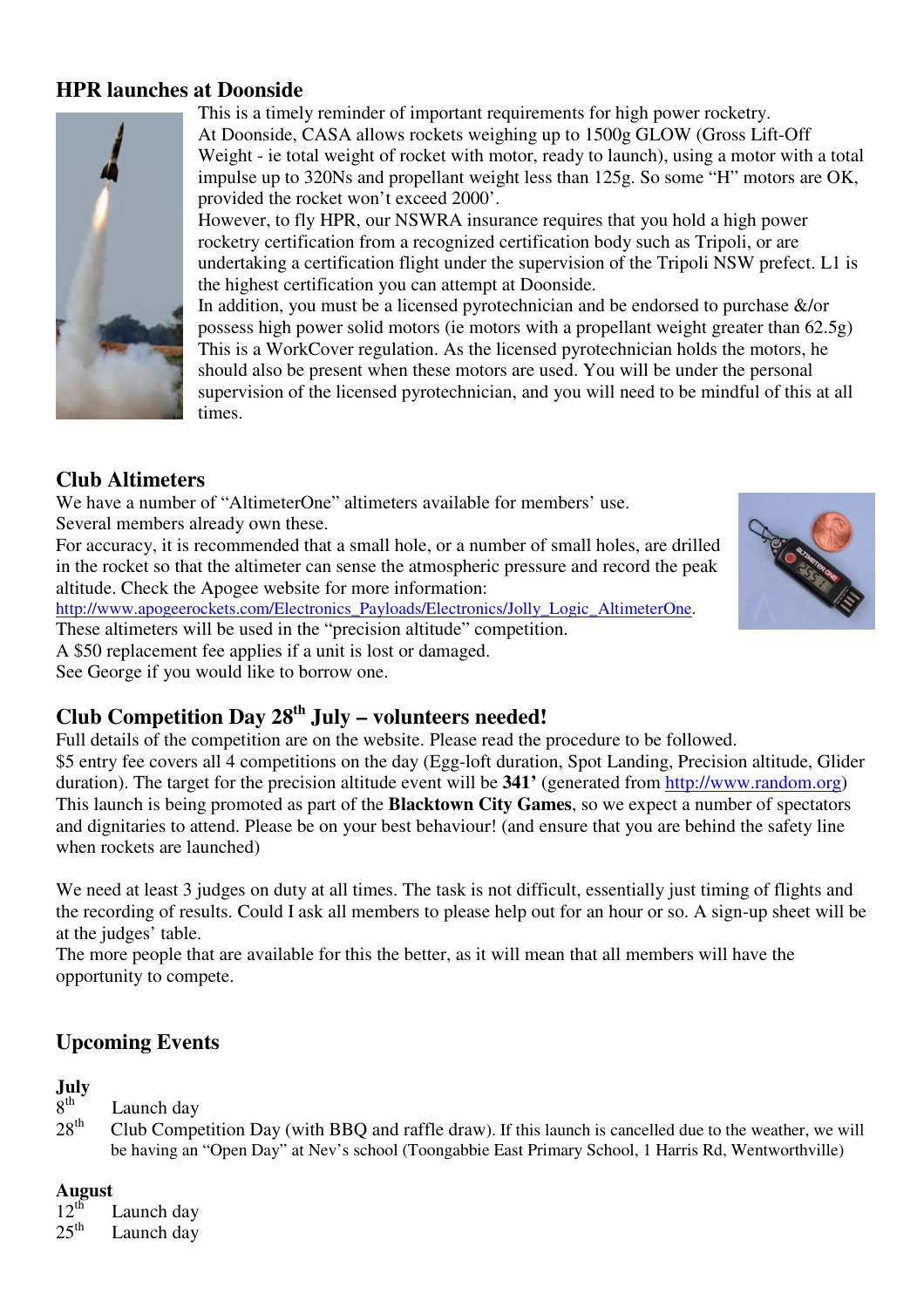## HPR launches at Doonside

This is a timely reminder of important requirements for high power rocketry. At Doonside, CASA allows rockets weighing up to 1500g GLOW (Gross Lift-Off Weight - ie total weight of rocket with motor, ready to launch), using a motor with a total impulse up to 320Ns and propellant weight less than 125g. So some "H" motors are OK, provided the rocket won't exceed 2000'.

However, to fly HPR, our NSWRA insurance requires that you hold a high power rocketry certification from a recognized certification body such as Tripoli, or are undertaking a certification flight under the supervision of the Tripoli NSW prefect. L1 is the highest certification you can attempt at Doonside.

In addition, you must be a licensed pyrotechnician and be endorsed to purchase &/or possess high power solid motors (ie motors with a propellant weight greater than 62.5g) This is a WorkCover regulation. As the licensed pyrotechnician holds the motors, he should also be present when these motors are used. You will be under the personal supervision of the licensed pyrotechnician, and you will need to be mindful of this at all times.

## Club Altimeters

We have a number of "AltimeterOne" altimeters available for members' use.
Several members already own these.
For accuracy, it is recommended that a small hole, or a number of small holes, are drilled in the rocket so that the altimeter can sense the atmospheric pressure and record the peak altitude. Check the Apogee website for more information:
http://www.apogeerockets.com/Electronics_Payloads/Electronics/Jolly_Logic_AltimeterOne.
These altimeters will be used in the "precision altitude" competition.
A $50 replacement fee applies if a unit is lost or damaged.
See George if you would like to borrow one.

## Club Competition Day 28th July – volunteers needed!

Full details of the competition are on the website. Please read the procedure to be followed.
$5 entry fee covers all 4 competitions on the day (Egg-loft duration, Spot Landing, Precision altitude, Glider duration). The target for the precision altitude event will be **341'** (generated from http://www.random.org)
This launch is being promoted as part of the **Blacktown City Games**, so we expect a number of spectators and dignitaries to attend. Please be on your best behaviour! (and ensure that you are behind the safety line when rockets are launched)

We need at least 3 judges on duty at all times. The task is not difficult, essentially just timing of flights and the recording of results. Could I ask all members to please help out for an hour or so. A sign-up sheet will be at the judges' table.
The more people that are available for this the better, as it will mean that all members will have the opportunity to compete.

## Upcoming Events

**July**

8th Launch day
28th Club Competition Day (with BBQ and raffle draw). If this launch is cancelled due to the weather, we will be having an "Open Day" at Nev's school (Toongabbie East Primary School, 1 Harris Rd, Wentworthville)

**August**

12th Launch day
25th Launch day